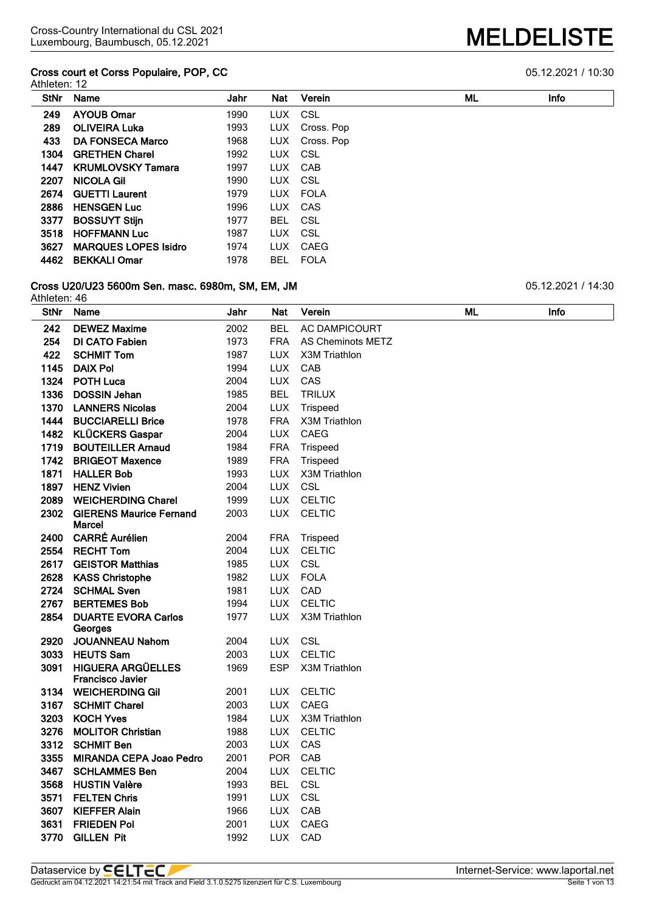Cross-Country International du CSL 2021
Luxembourg, Baumbusch, 05.12.2021

# MELDELISTE

### Cross court et Corss Populaire, POP, CC

05.12.2021 / 10:30

Athleten: 12

| StNr | Name | Jahr | Nat | Verein | ML | Info |
|---|---|---|---|---|---|---|
| 249 | **AYOUB Omar** | 1990 | LUX | CSL | | |
| 289 | **OLIVEIRA Luka** | 1993 | LUX | Cross. Pop | | |
| 433 | **DA FONSECA Marco** | 1968 | LUX | Cross. Pop | | |
| 1304 | **GRETHEN Charel** | 1992 | LUX | CSL | | |
| 1447 | **KRUMLOVSKY Tamara** | 1997 | LUX | CAB | | |
| 2207 | **NICOLA Gil** | 1990 | LUX | CSL | | |
| 2674 | **GUETTI Laurent** | 1979 | LUX | FOLA | | |
| 2886 | **HENSGEN Luc** | 1996 | LUX | CAS | | |
| 3377 | **BOSSUYT Stijn** | 1977 | BEL | CSL | | |
| 3518 | **HOFFMANN Luc** | 1987 | LUX | CSL | | |
| 3627 | **MARQUES LOPES Isidro** | 1974 | LUX | CAEG | | |
| 4462 | **BEKKALI Omar** | 1978 | BEL | FOLA | | |

### Cross U20/U23 5600m Sen. masc. 6980m, SM, EM, JM

05.12.2021 / 14:30

Athleten: 46

| StNr | Name | Jahr | Nat | Verein | ML | Info |
|---|---|---|---|---|---|---|
| 242 | **DEWEZ Maxime** | 2002 | BEL | AC DAMPICOURT | | |
| 254 | **DI CATO Fabien** | 1973 | FRA | AS Cheminots METZ | | |
| 422 | **SCHMIT Tom** | 1987 | LUX | X3M Triathlon | | |
| 1145 | **DAIX Pol** | 1994 | LUX | CAB | | |
| 1324 | **POTH Luca** | 2004 | LUX | CAS | | |
| 1336 | **DOSSIN Jehan** | 1985 | BEL | TRILUX | | |
| 1370 | **LANNERS Nicolas** | 2004 | LUX | Trispeed | | |
| 1444 | **BUCCIARELLI Brice** | 1978 | FRA | X3M Triathlon | | |
| 1482 | **KLÜCKERS Gaspar** | 2004 | LUX | CAEG | | |
| 1719 | **BOUTEILLER Arnaud** | 1984 | FRA | Trispeed | | |
| 1742 | **BRIGEOT Maxence** | 1989 | FRA | Trispeed | | |
| 1871 | **HALLER Bob** | 1993 | LUX | X3M Triathlon | | |
| 1897 | **HENZ Vivien** | 2004 | LUX | CSL | | |
| 2089 | **WEICHERDING Charel** | 1999 | LUX | CELTIC | | |
| 2302 | **GIERENS Maurice Fernand Marcel** | 2003 | LUX | CELTIC | | |
| 2400 | **CARRÉ Aurélien** | 2004 | FRA | Trispeed | | |
| 2554 | **RECHT Tom** | 2004 | LUX | CELTIC | | |
| 2617 | **GEISTOR Matthias** | 1985 | LUX | CSL | | |
| 2628 | **KASS Christophe** | 1982 | LUX | FOLA | | |
| 2724 | **SCHMAL Sven** | 1981 | LUX | CAD | | |
| 2767 | **BERTEMES Bob** | 1994 | LUX | CELTIC | | |
| 2854 | **DUARTE EVORA Carlos Georges** | 1977 | LUX | X3M Triathlon | | |
| 2920 | **JOUANNEAU Nahom** | 2004 | LUX | CSL | | |
| 3033 | **HEUTS Sam** | 2003 | LUX | CELTIC | | |
| 3091 | **HIGUERA ARGÜELLES Francisco Javier** | 1969 | ESP | X3M Triathlon | | |
| 3134 | **WEICHERDING Gil** | 2001 | LUX | CELTIC | | |
| 3167 | **SCHMIT Charel** | 2003 | LUX | CAEG | | |
| 3203 | **KOCH Yves** | 1984 | LUX | X3M Triathlon | | |
| 3276 | **MOLITOR Christian** | 1988 | LUX | CELTIC | | |
| 3312 | **SCHMIT Ben** | 2003 | LUX | CAS | | |
| 3355 | **MIRANDA CEPA Joao Pedro** | 2001 | POR | CAB | | |
| 3467 | **SCHLAMMES Ben** | 2004 | LUX | CELTIC | | |
| 3568 | **HUSTIN Valère** | 1993 | BEL | CSL | | |
| 3571 | **FELTEN Chris** | 1991 | LUX | CSL | | |
| 3607 | **KIEFFER Alain** | 1966 | LUX | CAB | | |
| 3631 | **FRIEDEN Pol** | 2001 | LUX | CAEG | | |
| 3770 | **GILLEN Pit** | 1992 | LUX | CAD | | |

Dataservice by SELTEC — Internet-Service: www.laportal.net

Gedruckt am 04.12.2021 14:21:54 mit Track and Field 3.1.0.5275 lizenziert für C.S. Luxembourg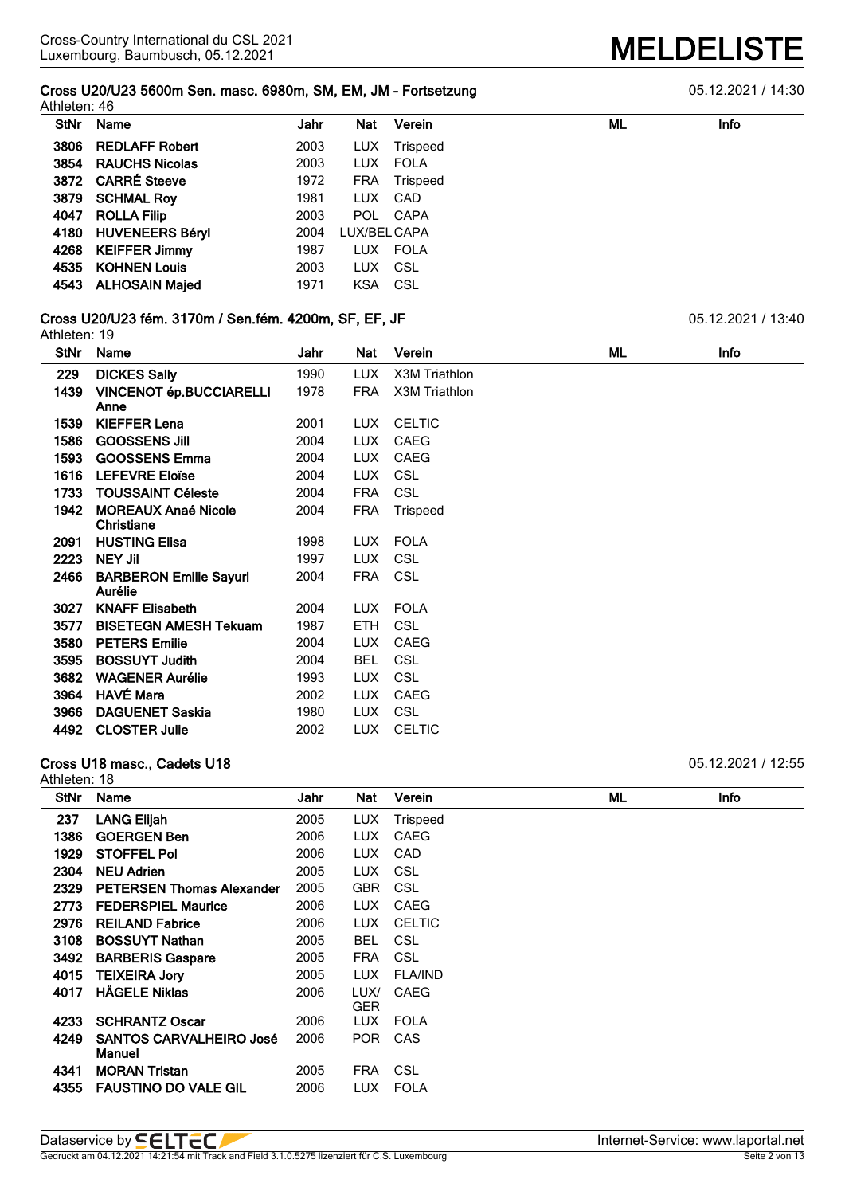### Cross U20/U23 5600m Sen. masc. 6980m, SM, EM, JM - Fortsetzung

05.12.2021 / 14:30

Athleten: 46

| StNr | Name | Jahr | Nat | Verein | ML | Info |
|---|---|---|---|---|---|---|
| 3806 | **REDLAFF Robert** | 2003 | LUX | Trispeed | | |
| 3854 | **RAUCHS Nicolas** | 2003 | LUX | FOLA | | |
| 3872 | **CARRÉ Steeve** | 1972 | FRA | Trispeed | | |
| 3879 | **SCHMAL Roy** | 1981 | LUX | CAD | | |
| 4047 | **ROLLA Filip** | 2003 | POL | CAPA | | |
| 4180 | **HUVENEERS Béryl** | 2004 | LUX/BEL | CAPA | | |
| 4268 | **KEIFFER Jimmy** | 1987 | LUX | FOLA | | |
| 4535 | **KOHNEN Louis** | 2003 | LUX | CSL | | |
| 4543 | **ALHOSAIN Majed** | 1971 | KSA | CSL | | |

### Cross U20/U23 fém. 3170m / Sen.fém. 4200m, SF, EF, JF

05.12.2021 / 13:40

Athleten: 19

| StNr | Name | Jahr | Nat | Verein | ML | Info |
|---|---|---|---|---|---|---|
| 229 | **DICKES Sally** | 1990 | LUX | X3M Triathlon | | |
| 1439 | **VINCENOT ép.BUCCIARELLI Anne** | 1978 | FRA | X3M Triathlon | | |
| 1539 | **KIEFFER Lena** | 2001 | LUX | CELTIC | | |
| 1586 | **GOOSSENS Jill** | 2004 | LUX | CAEG | | |
| 1593 | **GOOSSENS Emma** | 2004 | LUX | CAEG | | |
| 1616 | **LEFEVRE Eloïse** | 2004 | LUX | CSL | | |
| 1733 | **TOUSSAINT Céleste** | 2004 | FRA | CSL | | |
| 1942 | **MOREAUX Anaé Nicole Christiane** | 2004 | FRA | Trispeed | | |
| 2091 | **HUSTING Elisa** | 1998 | LUX | FOLA | | |
| 2223 | **NEY Jil** | 1997 | LUX | CSL | | |
| 2466 | **BARBERON Emilie Sayuri Aurélie** | 2004 | FRA | CSL | | |
| 3027 | **KNAFF Elisabeth** | 2004 | LUX | FOLA | | |
| 3577 | **BISETEGN AMESH Tekuam** | 1987 | ETH | CSL | | |
| 3580 | **PETERS Emilie** | 2004 | LUX | CAEG | | |
| 3595 | **BOSSUYT Judith** | 2004 | BEL | CSL | | |
| 3682 | **WAGENER Aurélie** | 1993 | LUX | CSL | | |
| 3964 | **HAVÉ Mara** | 2002 | LUX | CAEG | | |
| 3966 | **DAGUENET Saskia** | 1980 | LUX | CSL | | |
| 4492 | **CLOSTER Julie** | 2002 | LUX | CELTIC | | |

### Cross U18 masc., Cadets U18

05.12.2021 / 12:55

Athleten: 18

| StNr | Name | Jahr | Nat | Verein | ML | Info |
|---|---|---|---|---|---|---|
| 237 | **LANG Elijah** | 2005 | LUX | Trispeed | | |
| 1386 | **GOERGEN Ben** | 2006 | LUX | CAEG | | |
| 1929 | **STOFFEL Pol** | 2006 | LUX | CAD | | |
| 2304 | **NEU Adrien** | 2005 | LUX | CSL | | |
| 2329 | **PETERSEN Thomas Alexander** | 2005 | GBR | CSL | | |
| 2773 | **FEDERSPIEL Maurice** | 2006 | LUX | CAEG | | |
| 2976 | **REILAND Fabrice** | 2006 | LUX | CELTIC | | |
| 3108 | **BOSSUYT Nathan** | 2005 | BEL | CSL | | |
| 3492 | **BARBERIS Gaspare** | 2005 | FRA | CSL | | |
| 4015 | **TEIXEIRA Jory** | 2005 | LUX | FLA/IND | | |
| 4017 | **HÄGELE Niklas** | 2006 | LUX/GER | CAEG | | |
| 4233 | **SCHRANTZ Oscar** | 2006 | LUX | FOLA | | |
| 4249 | **SANTOS CARVALHEIRO José Manuel** | 2006 | POR | CAS | | |
| 4341 | **MORAN Tristan** | 2005 | FRA | CSL | | |
| 4355 | **FAUSTINO DO VALE GIL** | 2006 | LUX | FOLA | | |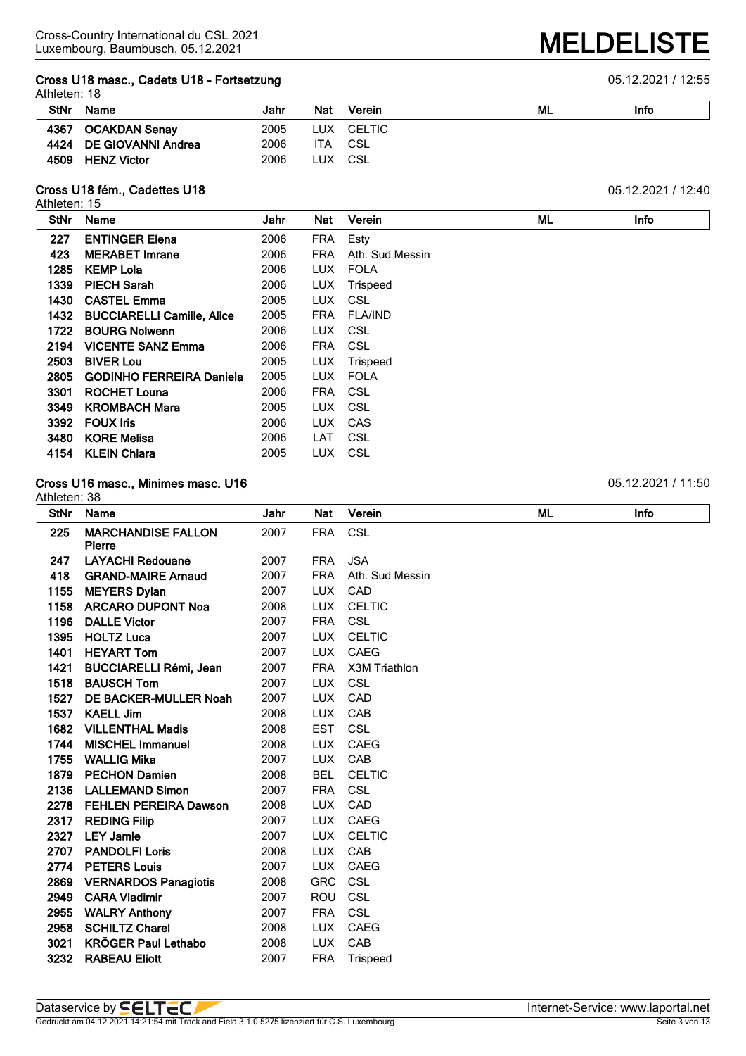## Cross U18 masc., Cadets U18 - Fortsetzung

05.12.2021 / 12:55

Athleten: 18

| StNr | Name | Jahr | Nat | Verein | ML | Info |
|---|---|---|---|---|---|---|
| 4367 | **OCAKDAN Senay** | 2005 | LUX | CELTIC | | |
| 4424 | **DE GIOVANNI Andrea** | 2006 | ITA | CSL | | |
| 4509 | **HENZ Victor** | 2006 | LUX | CSL | | |

## Cross U18 fém., Cadettes U18

05.12.2021 / 12:40

Athleten: 15

| StNr | Name | Jahr | Nat | Verein | ML | Info |
|---|---|---|---|---|---|---|
| 227 | **ENTINGER Elena** | 2006 | FRA | Esty | | |
| 423 | **MERABET Imrane** | 2006 | FRA | Ath. Sud Messin | | |
| 1285 | **KEMP Lola** | 2006 | LUX | FOLA | | |
| 1339 | **PIECH Sarah** | 2006 | LUX | Trispeed | | |
| 1430 | **CASTEL Emma** | 2005 | LUX | CSL | | |
| 1432 | **BUCCIARELLI Camille, Alice** | 2005 | FRA | FLA/IND | | |
| 1722 | **BOURG Nolwenn** | 2006 | LUX | CSL | | |
| 2194 | **VICENTE SANZ Emma** | 2006 | FRA | CSL | | |
| 2503 | **BIVER Lou** | 2005 | LUX | Trispeed | | |
| 2805 | **GODINHO FERREIRA Daniela** | 2005 | LUX | FOLA | | |
| 3301 | **ROCHET Louna** | 2006 | FRA | CSL | | |
| 3349 | **KROMBACH Mara** | 2005 | LUX | CSL | | |
| 3392 | **FOUX Iris** | 2006 | LUX | CAS | | |
| 3480 | **KORE Melisa** | 2006 | LAT | CSL | | |
| 4154 | **KLEIN Chiara** | 2005 | LUX | CSL | | |

## Cross U16 masc., Minimes masc. U16

05.12.2021 / 11:50

Athleten: 38

| StNr | Name | Jahr | Nat | Verein | ML | Info |
|---|---|---|---|---|---|---|
| 225 | **MARCHANDISE FALLON Pierre** | 2007 | FRA | CSL | | |
| 247 | **LAYACHI Redouane** | 2007 | FRA | JSA | | |
| 418 | **GRAND-MAIRE Arnaud** | 2007 | FRA | Ath. Sud Messin | | |
| 1155 | **MEYERS Dylan** | 2007 | LUX | CAD | | |
| 1158 | **ARCARO DUPONT Noa** | 2008 | LUX | CELTIC | | |
| 1196 | **DALLE Victor** | 2007 | FRA | CSL | | |
| 1395 | **HOLTZ Luca** | 2007 | LUX | CELTIC | | |
| 1401 | **HEYART Tom** | 2007 | LUX | CAEG | | |
| 1421 | **BUCCIARELLI Rémi, Jean** | 2007 | FRA | X3M Triathlon | | |
| 1518 | **BAUSCH Tom** | 2007 | LUX | CSL | | |
| 1527 | **DE BACKER-MULLER Noah** | 2007 | LUX | CAD | | |
| 1537 | **KAELL Jim** | 2008 | LUX | CAB | | |
| 1682 | **VILLENTHAL Madis** | 2008 | EST | CSL | | |
| 1744 | **MISCHEL Immanuel** | 2008 | LUX | CAEG | | |
| 1755 | **WALLIG Mika** | 2007 | LUX | CAB | | |
| 1879 | **PECHON Damien** | 2008 | BEL | CELTIC | | |
| 2136 | **LALLEMAND Simon** | 2007 | FRA | CSL | | |
| 2278 | **FEHLEN PEREIRA Dawson** | 2008 | LUX | CAD | | |
| 2317 | **REDING Filip** | 2007 | LUX | CAEG | | |
| 2327 | **LEY Jamie** | 2007 | LUX | CELTIC | | |
| 2707 | **PANDOLFI Loris** | 2008 | LUX | CAB | | |
| 2774 | **PETERS Louis** | 2007 | LUX | CAEG | | |
| 2869 | **VERNARDOS Panagiotis** | 2008 | GRC | CSL | | |
| 2949 | **CARA Vladimir** | 2007 | ROU | CSL | | |
| 2955 | **WALRY Anthony** | 2007 | FRA | CSL | | |
| 2958 | **SCHILTZ Charel** | 2008 | LUX | CAEG | | |
| 3021 | **KRÖGER Paul Lethabo** | 2008 | LUX | CAB | | |
| 3232 | **RABEAU Eliott** | 2007 | FRA | Trispeed | | |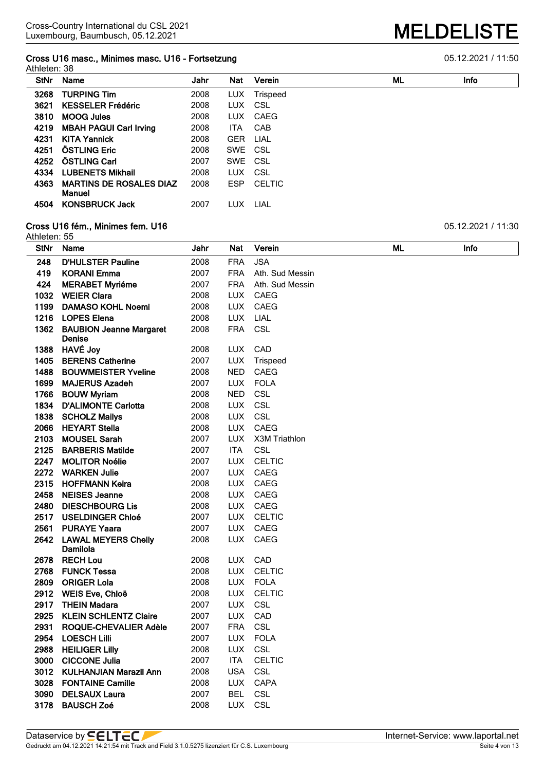**Cross U16 masc., Minimes masc. U16 - Fortsetzung** 05.12.2021 / 11:50

Athleten: 38

| StNr | Name | Jahr | Nat | Verein | ML | Info |
|---|---|---|---|---|---|---|
| 3268 | **TURPING Tim** | 2008 | LUX | Trispeed | | |
| 3621 | **KESSELER Frédéric** | 2008 | LUX | CSL | | |
| 3810 | **MOOG Jules** | 2008 | LUX | CAEG | | |
| 4219 | **MBAH PAGUI Carl Irving** | 2008 | ITA | CAB | | |
| 4231 | **KITA Yannick** | 2008 | GER | LIAL | | |
| 4251 | **ÖSTLING Eric** | 2008 | SWE | CSL | | |
| 4252 | **ÖSTLING Carl** | 2007 | SWE | CSL | | |
| 4334 | **LUBENETS Mikhail** | 2008 | LUX | CSL | | |
| 4363 | **MARTINS DE ROSALES DIAZ Manuel** | 2008 | ESP | CELTIC | | |
| 4504 | **KONSBRUCK Jack** | 2007 | LUX | LIAL | | |

**Cross U16 fém., Minimes fem. U16** 05.12.2021 / 11:30

Athleten: 55

| StNr | Name | Jahr | Nat | Verein | ML | Info |
|---|---|---|---|---|---|---|
| 248 | **D'HULSTER Pauline** | 2008 | FRA | JSA | | |
| 419 | **KORANI Emma** | 2007 | FRA | Ath. Sud Messin | | |
| 424 | **MERABET Myriéme** | 2007 | FRA | Ath. Sud Messin | | |
| 1032 | **WEIER Clara** | 2008 | LUX | CAEG | | |
| 1199 | **DAMASO KOHL Noemi** | 2008 | LUX | CAEG | | |
| 1216 | **LOPES Elena** | 2008 | LUX | LIAL | | |
| 1362 | **BAUBION Jeanne Margaret Denise** | 2008 | FRA | CSL | | |
| 1388 | **HAVÉ Joy** | 2008 | LUX | CAD | | |
| 1405 | **BERENS Catherine** | 2007 | LUX | Trispeed | | |
| 1488 | **BOUWMEISTER Yveline** | 2008 | NED | CAEG | | |
| 1699 | **MAJERUS Azadeh** | 2007 | LUX | FOLA | | |
| 1766 | **BOUW Myriam** | 2008 | NED | CSL | | |
| 1834 | **D'ALIMONTE Carlotta** | 2008 | LUX | CSL | | |
| 1838 | **SCHOLZ Mailys** | 2008 | LUX | CSL | | |
| 2066 | **HEYART Stella** | 2008 | LUX | CAEG | | |
| 2103 | **MOUSEL Sarah** | 2007 | LUX | X3M Triathlon | | |
| 2125 | **BARBERIS Matilde** | 2007 | ITA | CSL | | |
| 2247 | **MOLITOR Noélie** | 2007 | LUX | CELTIC | | |
| 2272 | **WARKEN Julie** | 2007 | LUX | CAEG | | |
| 2315 | **HOFFMANN Keira** | 2008 | LUX | CAEG | | |
| 2458 | **NEISES Jeanne** | 2008 | LUX | CAEG | | |
| 2480 | **DIESCHBOURG Lis** | 2008 | LUX | CAEG | | |
| 2517 | **USELDINGER Chloé** | 2007 | LUX | CELTIC | | |
| 2561 | **PURAYE Yaara** | 2007 | LUX | CAEG | | |
| 2642 | **LAWAL MEYERS Chelly Damilola** | 2008 | LUX | CAEG | | |
| 2678 | **RECH Lou** | 2008 | LUX | CAD | | |
| 2768 | **FUNCK Tessa** | 2008 | LUX | CELTIC | | |
| 2809 | **ORIGER Lola** | 2008 | LUX | FOLA | | |
| 2912 | **WEIS Eve, Chloë** | 2008 | LUX | CELTIC | | |
| 2917 | **THEIN Madara** | 2007 | LUX | CSL | | |
| 2925 | **KLEIN SCHLENTZ Claire** | 2007 | LUX | CAD | | |
| 2931 | **ROQUE-CHEVALIER Adèle** | 2007 | FRA | CSL | | |
| 2954 | **LOESCH Lilli** | 2007 | LUX | FOLA | | |
| 2988 | **HEILIGER Lilly** | 2008 | LUX | CSL | | |
| 3000 | **CICCONE Julia** | 2007 | ITA | CELTIC | | |
| 3012 | **KULHANJIAN Marazil Ann** | 2008 | USA | CSL | | |
| 3028 | **FONTAINE Camille** | 2008 | LUX | CAPA | | |
| 3090 | **DELSAUX Laura** | 2007 | BEL | CSL | | |
| 3178 | **BAUSCH Zoé** | 2008 | LUX | CSL | | |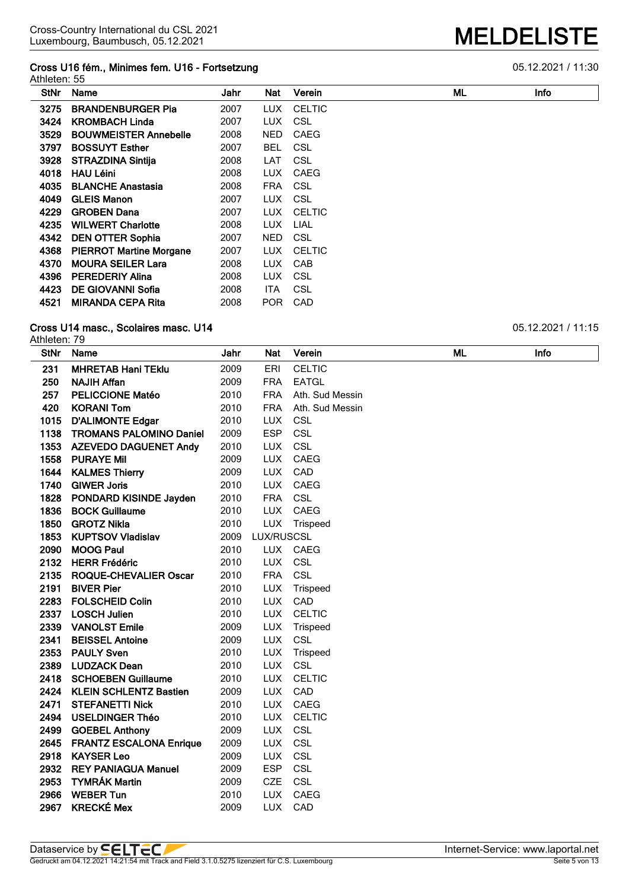# MELDELISTE

Cross-Country International du CSL 2021
Luxembourg, Baumbusch, 05.12.2021

## Cross U16 fém., Minimes fem. U16 - Fortsetzung

05.12.2021 / 11:30

Athleten: 55

| StNr | Name | Jahr | Nat | Verein | ML | Info |
|---|---|---|---|---|---|---|
| 3275 | **BRANDENBURGER Pia** | 2007 | LUX | CELTIC | | |
| 3424 | **KROMBACH Linda** | 2007 | LUX | CSL | | |
| 3529 | **BOUWMEISTER Annebelle** | 2008 | NED | CAEG | | |
| 3797 | **BOSSUYT Esther** | 2007 | BEL | CSL | | |
| 3928 | **STRAZDINA Sintija** | 2008 | LAT | CSL | | |
| 4018 | **HAU Léini** | 2008 | LUX | CAEG | | |
| 4035 | **BLANCHE Anastasia** | 2008 | FRA | CSL | | |
| 4049 | **GLEIS Manon** | 2007 | LUX | CSL | | |
| 4229 | **GROBEN Dana** | 2007 | LUX | CELTIC | | |
| 4235 | **WILWERT Charlotte** | 2008 | LUX | LIAL | | |
| 4342 | **DEN OTTER Sophia** | 2007 | NED | CSL | | |
| 4368 | **PIERROT Martine Morgane** | 2007 | LUX | CELTIC | | |
| 4370 | **MOURA SEILER Lara** | 2008 | LUX | CAB | | |
| 4396 | **PEREDERIY Alina** | 2008 | LUX | CSL | | |
| 4423 | **DE GIOVANNI Sofia** | 2008 | ITA | CSL | | |
| 4521 | **MIRANDA CEPA Rita** | 2008 | POR | CAD | | |

## Cross U14 masc., Scolaires masc. U14

05.12.2021 / 11:15

Athleten: 79

| StNr | Name | Jahr | Nat | Verein | ML | Info |
|---|---|---|---|---|---|---|
| 231 | **MHRETAB Hani TEklu** | 2009 | ERI | CELTIC | | |
| 250 | **NAJIH Affan** | 2009 | FRA | EATGL | | |
| 257 | **PELICCIONE Matéo** | 2010 | FRA | Ath. Sud Messin | | |
| 420 | **KORANI Tom** | 2010 | FRA | Ath. Sud Messin | | |
| 1015 | **D'ALIMONTE Edgar** | 2010 | LUX | CSL | | |
| 1138 | **TROMANS PALOMINO Daniel** | 2009 | ESP | CSL | | |
| 1353 | **AZEVEDO DAGUENET Andy** | 2010 | LUX | CSL | | |
| 1558 | **PURAYE Mil** | 2009 | LUX | CAEG | | |
| 1644 | **KALMES Thierry** | 2009 | LUX | CAD | | |
| 1740 | **GIWER Joris** | 2010 | LUX | CAEG | | |
| 1828 | **PONDARD KISINDE Jayden** | 2010 | FRA | CSL | | |
| 1836 | **BOCK Guillaume** | 2010 | LUX | CAEG | | |
| 1850 | **GROTZ Nikla** | 2010 | LUX | Trispeed | | |
| 1853 | **KUPTSOV Vladislav** | 2009 | LUX/RUS | CSL | | |
| 2090 | **MOOG Paul** | 2010 | LUX | CAEG | | |
| 2132 | **HERR Frédéric** | 2010 | LUX | CSL | | |
| 2135 | **ROQUE-CHEVALIER Oscar** | 2010 | FRA | CSL | | |
| 2191 | **BIVER Pier** | 2010 | LUX | Trispeed | | |
| 2283 | **FOLSCHEID Colin** | 2010 | LUX | CAD | | |
| 2337 | **LOSCH Julien** | 2010 | LUX | CELTIC | | |
| 2339 | **VANOLST Emile** | 2009 | LUX | Trispeed | | |
| 2341 | **BEISSEL Antoine** | 2009 | LUX | CSL | | |
| 2353 | **PAULY Sven** | 2010 | LUX | Trispeed | | |
| 2389 | **LUDZACK Dean** | 2010 | LUX | CSL | | |
| 2418 | **SCHOEBEN Guillaume** | 2010 | LUX | CELTIC | | |
| 2424 | **KLEIN SCHLENTZ Bastien** | 2009 | LUX | CAD | | |
| 2471 | **STEFANETTI Nick** | 2010 | LUX | CAEG | | |
| 2494 | **USELDINGER Théo** | 2010 | LUX | CELTIC | | |
| 2499 | **GOEBEL Anthony** | 2009 | LUX | CSL | | |
| 2645 | **FRANTZ ESCALONA Enrique** | 2009 | LUX | CSL | | |
| 2918 | **KAYSER Leo** | 2009 | LUX | CSL | | |
| 2932 | **REY PANIAGUA Manuel** | 2009 | ESP | CSL | | |
| 2953 | **TYMRÁK Martin** | 2009 | CZE | CSL | | |
| 2966 | **WEBER Tun** | 2010 | LUX | CAEG | | |
| 2967 | **KRECKÉ Mex** | 2009 | LUX | CAD | | |

Dataservice by SELTEC — Internet-Service: www.laportal.net

Gedruckt am 04.12.2021 14:21:54 mit Track and Field 3.1.0.5275 lizenziert für C.S. Luxembourg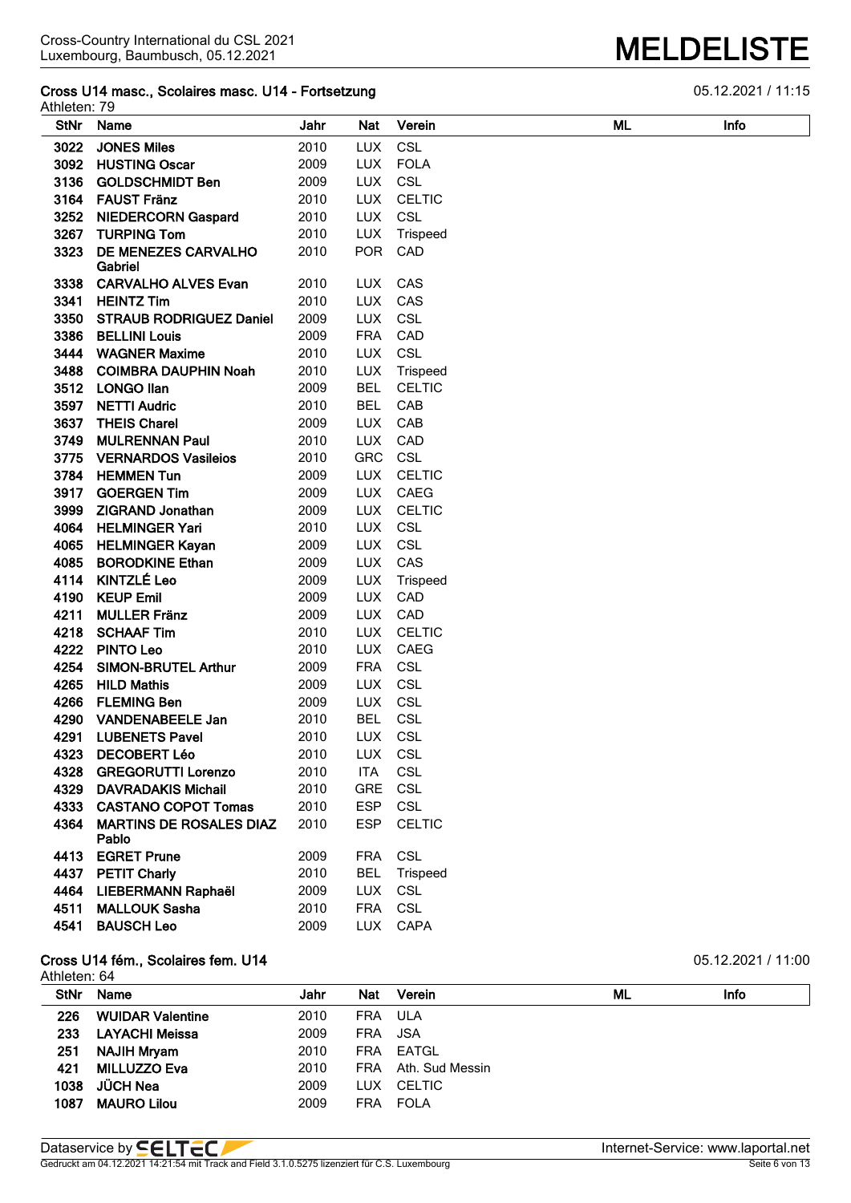## Cross U14 masc., Scolaires masc. U14 - Fortsetzung

05.12.2021 / 11:15

Athleten: 79

| StNr | Name | Jahr | Nat | Verein | ML | Info |
|---|---|---|---|---|---|---|
| 3022 | JONES Miles | 2010 | LUX | CSL | | |
| 3092 | HUSTING Oscar | 2009 | LUX | FOLA | | |
| 3136 | GOLDSCHMIDT Ben | 2009 | LUX | CSL | | |
| 3164 | FAUST Fränz | 2010 | LUX | CELTIC | | |
| 3252 | NIEDERCORN Gaspard | 2010 | LUX | CSL | | |
| 3267 | TURPING Tom | 2010 | LUX | Trispeed | | |
| 3323 | DE MENEZES CARVALHO Gabriel | 2010 | POR | CAD | | |
| 3338 | CARVALHO ALVES Evan | 2010 | LUX | CAS | | |
| 3341 | HEINTZ Tim | 2010 | LUX | CAS | | |
| 3350 | STRAUB RODRIGUEZ Daniel | 2009 | LUX | CSL | | |
| 3386 | BELLINI Louis | 2009 | FRA | CAD | | |
| 3444 | WAGNER Maxime | 2010 | LUX | CSL | | |
| 3488 | COIMBRA DAUPHIN Noah | 2010 | LUX | Trispeed | | |
| 3512 | LONGO Ilan | 2009 | BEL | CELTIC | | |
| 3597 | NETTI Audric | 2010 | BEL | CAB | | |
| 3637 | THEIS Charel | 2009 | LUX | CAB | | |
| 3749 | MULRENNAN Paul | 2010 | LUX | CAD | | |
| 3775 | VERNARDOS Vasileios | 2010 | GRC | CSL | | |
| 3784 | HEMMEN Tun | 2009 | LUX | CELTIC | | |
| 3917 | GOERGEN Tim | 2009 | LUX | CAEG | | |
| 3999 | ZIGRAND Jonathan | 2009 | LUX | CELTIC | | |
| 4064 | HELMINGER Yari | 2010 | LUX | CSL | | |
| 4065 | HELMINGER Kayan | 2009 | LUX | CSL | | |
| 4085 | BORODKINE Ethan | 2009 | LUX | CAS | | |
| 4114 | KINTZLÉ Leo | 2009 | LUX | Trispeed | | |
| 4190 | KEUP Emil | 2009 | LUX | CAD | | |
| 4211 | MULLER Fränz | 2009 | LUX | CAD | | |
| 4218 | SCHAAF Tim | 2010 | LUX | CELTIC | | |
| 4222 | PINTO Leo | 2010 | LUX | CAEG | | |
| 4254 | SIMON-BRUTEL Arthur | 2009 | FRA | CSL | | |
| 4265 | HILD Mathis | 2009 | LUX | CSL | | |
| 4266 | FLEMING Ben | 2009 | LUX | CSL | | |
| 4290 | VANDENABEELE Jan | 2010 | BEL | CSL | | |
| 4291 | LUBENETS Pavel | 2010 | LUX | CSL | | |
| 4323 | DECOBERT Léo | 2010 | LUX | CSL | | |
| 4328 | GREGORUTTI Lorenzo | 2010 | ITA | CSL | | |
| 4329 | DAVRADAKIS Michail | 2010 | GRE | CSL | | |
| 4333 | CASTANO COPOT Tomas | 2010 | ESP | CSL | | |
| 4364 | MARTINS DE ROSALES DIAZ Pablo | 2010 | ESP | CELTIC | | |
| 4413 | EGRET Prune | 2009 | FRA | CSL | | |
| 4437 | PETIT Charly | 2010 | BEL | Trispeed | | |
| 4464 | LIEBERMANN Raphaël | 2009 | LUX | CSL | | |
| 4511 | MALLOUK Sasha | 2010 | FRA | CSL | | |
| 4541 | BAUSCH Leo | 2009 | LUX | CAPA | | |

## Cross U14 fém., Scolaires fem. U14

05.12.2021 / 11:00

Athleten: 64

| StNr | Name | Jahr | Nat | Verein | ML | Info |
|---|---|---|---|---|---|---|
| 226 | WUIDAR Valentine | 2010 | FRA | ULA | | |
| 233 | LAYACHI Meissa | 2009 | FRA | JSA | | |
| 251 | NAJIH Mryam | 2010 | FRA | EATGL | | |
| 421 | MILLUZZO Eva | 2010 | FRA | Ath. Sud Messin | | |
| 1038 | JÜCH Nea | 2009 | LUX | CELTIC | | |
| 1087 | MAURO Lilou | 2009 | FRA | FOLA | | |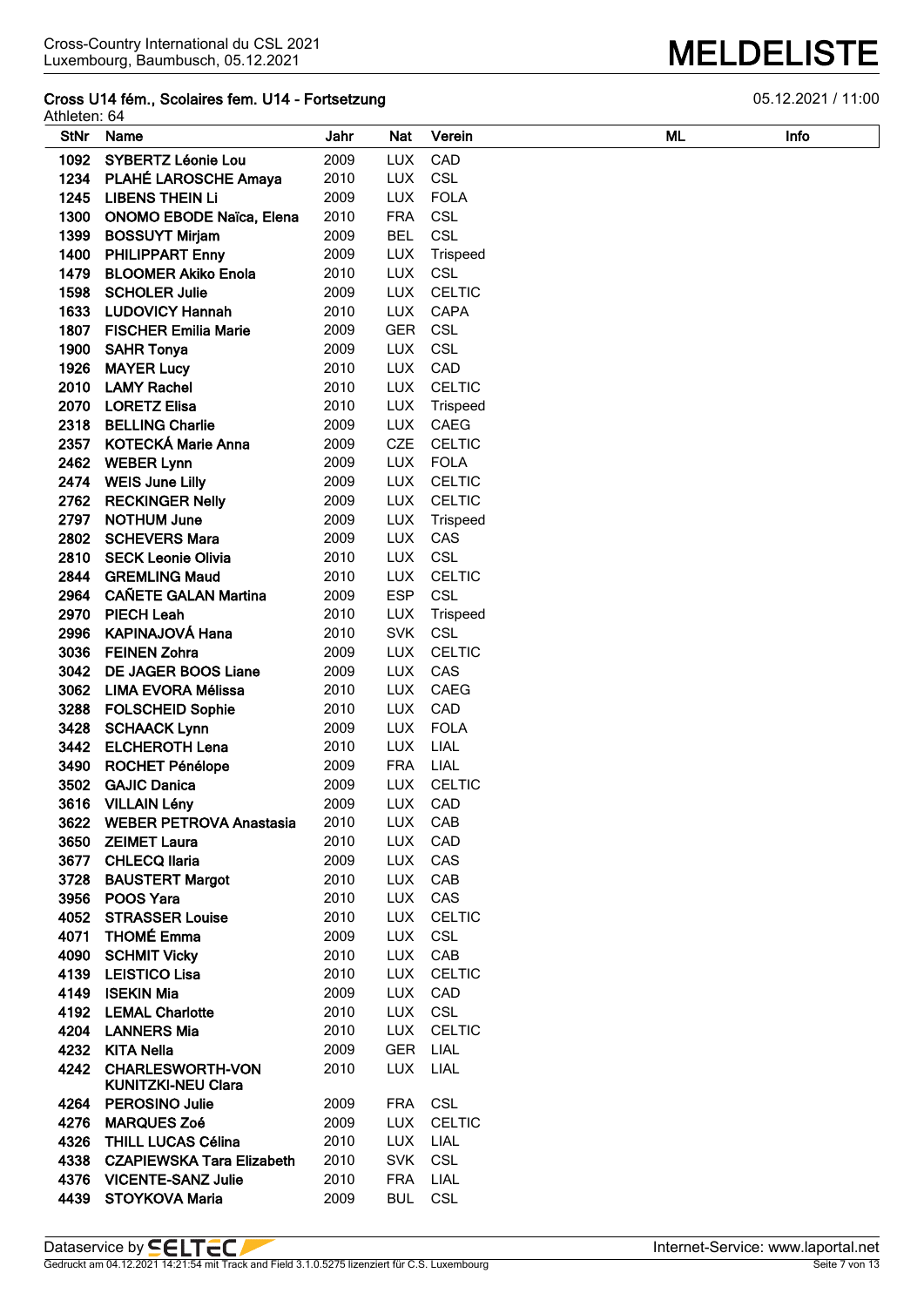## Cross U14 fém., Scolaires fem. U14 - Fortsetzung

Athleten: 64

| StNr | Name | Jahr | Nat | Verein | ML | Info |
|---|---|---|---|---|---|---|
| 1092 | **SYBERTZ Léonie Lou** | 2009 | LUX | CAD | | |
| 1234 | **PLAHÉ LAROSCHE Amaya** | 2010 | LUX | CSL | | |
| 1245 | **LIBENS THEIN Li** | 2009 | LUX | FOLA | | |
| 1300 | **ONOMO EBODE Naïca, Elena** | 2010 | FRA | CSL | | |
| 1399 | **BOSSUYT Mirjam** | 2009 | BEL | CSL | | |
| 1400 | **PHILIPPART Enny** | 2009 | LUX | Trispeed | | |
| 1479 | **BLOOMER Akiko Enola** | 2010 | LUX | CSL | | |
| 1598 | **SCHOLER Julie** | 2009 | LUX | CELTIC | | |
| 1633 | **LUDOVICY Hannah** | 2010 | LUX | CAPA | | |
| 1807 | **FISCHER Emilia Marie** | 2009 | GER | CSL | | |
| 1900 | **SAHR Tonya** | 2009 | LUX | CSL | | |
| 1926 | **MAYER Lucy** | 2010 | LUX | CAD | | |
| 2010 | **LAMY Rachel** | 2010 | LUX | CELTIC | | |
| 2070 | **LORETZ Elisa** | 2010 | LUX | Trispeed | | |
| 2318 | **BELLING Charlie** | 2009 | LUX | CAEG | | |
| 2357 | **KOTECKÁ Marie Anna** | 2009 | CZE | CELTIC | | |
| 2462 | **WEBER Lynn** | 2009 | LUX | FOLA | | |
| 2474 | **WEIS June Lilly** | 2009 | LUX | CELTIC | | |
| 2762 | **RECKINGER Nelly** | 2009 | LUX | CELTIC | | |
| 2797 | **NOTHUM June** | 2009 | LUX | Trispeed | | |
| 2802 | **SCHEVERS Mara** | 2009 | LUX | CAS | | |
| 2810 | **SECK Leonie Olivia** | 2010 | LUX | CSL | | |
| 2844 | **GREMLING Maud** | 2010 | LUX | CELTIC | | |
| 2964 | **CAÑETE GALAN Martina** | 2009 | ESP | CSL | | |
| 2970 | **PIECH Leah** | 2010 | LUX | Trispeed | | |
| 2996 | **KAPINAJOVÁ Hana** | 2010 | SVK | CSL | | |
| 3036 | **FEINEN Zohra** | 2009 | LUX | CELTIC | | |
| 3042 | **DE JAGER BOOS Liane** | 2009 | LUX | CAS | | |
| 3062 | **LIMA EVORA Mélissa** | 2010 | LUX | CAEG | | |
| 3288 | **FOLSCHEID Sophie** | 2010 | LUX | CAD | | |
| 3428 | **SCHAACK Lynn** | 2009 | LUX | FOLA | | |
| 3442 | **ELCHEROTH Lena** | 2010 | LUX | LIAL | | |
| 3490 | **ROCHET Pénélope** | 2009 | FRA | LIAL | | |
| 3502 | **GAJIC Danica** | 2009 | LUX | CELTIC | | |
| 3616 | **VILLAIN Lény** | 2009 | LUX | CAD | | |
| 3622 | **WEBER PETROVA Anastasia** | 2010 | LUX | CAB | | |
| 3650 | **ZEIMET Laura** | 2010 | LUX | CAD | | |
| 3677 | **CHLECQ Ilaria** | 2009 | LUX | CAS | | |
| 3728 | **BAUSTERT Margot** | 2010 | LUX | CAB | | |
| 3956 | **POOS Yara** | 2010 | LUX | CAS | | |
| 4052 | **STRASSER Louise** | 2010 | LUX | CELTIC | | |
| 4071 | **THOMÉ Emma** | 2009 | LUX | CSL | | |
| 4090 | **SCHMIT Vicky** | 2010 | LUX | CAB | | |
| 4139 | **LEISTICO Lisa** | 2010 | LUX | CELTIC | | |
| 4149 | **ISEKIN Mia** | 2009 | LUX | CAD | | |
| 4192 | **LEMAL Charlotte** | 2010 | LUX | CSL | | |
| 4204 | **LANNERS Mia** | 2010 | LUX | CELTIC | | |
| 4232 | **KITA Nella** | 2009 | GER | LIAL | | |
| 4242 | **CHARLESWORTH-VON KUNITZKI-NEU Clara** | 2010 | LUX | LIAL | | |
| 4264 | **PEROSINO Julie** | 2009 | FRA | CSL | | |
| 4276 | **MARQUES Zoé** | 2009 | LUX | CELTIC | | |
| 4326 | **THILL LUCAS Célina** | 2010 | LUX | LIAL | | |
| 4338 | **CZAPIEWSKA Tara Elizabeth** | 2010 | SVK | CSL | | |
| 4376 | **VICENTE-SANZ Julie** | 2010 | FRA | LIAL | | |
| 4439 | **STOYKOVA Maria** | 2009 | BUL | CSL | | |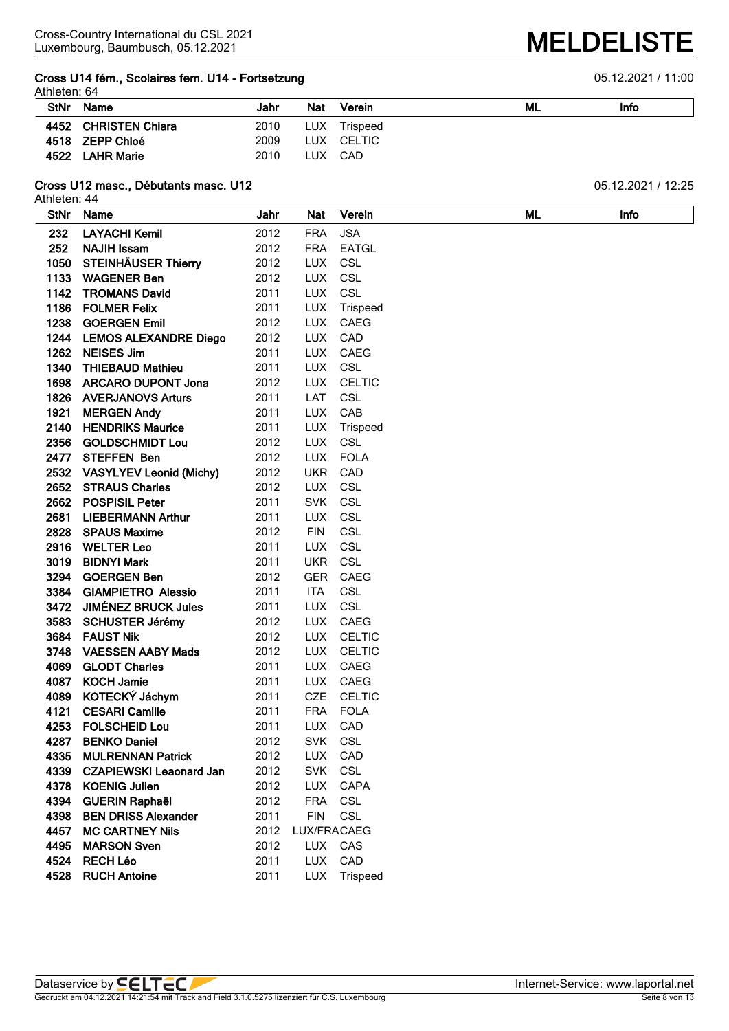## Cross U14 fém., Scolaires fem. U14 - Fortsetzung

05.12.2021 / 11:00

Athleten: 64

| StNr | Name | Jahr | Nat | Verein | ML | Info |
|---|---|---|---|---|---|---|
| 4452 | **CHRISTEN Chiara** | 2010 | LUX | Trispeed | | |
| 4518 | **ZEPP Chloé** | 2009 | LUX | CELTIC | | |
| 4522 | **LAHR Marie** | 2010 | LUX | CAD | | |

## Cross U12 masc., Débutants masc. U12

05.12.2021 / 12:25

Athleten: 44

| StNr | Name | Jahr | Nat | Verein | ML | Info |
|---|---|---|---|---|---|---|
| 232 | **LAYACHI Kemil** | 2012 | FRA | JSA | | |
| 252 | **NAJIH Issam** | 2012 | FRA | EATGL | | |
| 1050 | **STEINHÄUSER Thierry** | 2012 | LUX | CSL | | |
| 1133 | **WAGENER Ben** | 2012 | LUX | CSL | | |
| 1142 | **TROMANS David** | 2011 | LUX | CSL | | |
| 1186 | **FOLMER Felix** | 2011 | LUX | Trispeed | | |
| 1238 | **GOERGEN Emil** | 2012 | LUX | CAEG | | |
| 1244 | **LEMOS ALEXANDRE Diego** | 2012 | LUX | CAD | | |
| 1262 | **NEISES Jim** | 2011 | LUX | CAEG | | |
| 1340 | **THIEBAUD Mathieu** | 2011 | LUX | CSL | | |
| 1698 | **ARCARO DUPONT Jona** | 2012 | LUX | CELTIC | | |
| 1826 | **AVERJANOVS Arturs** | 2011 | LAT | CSL | | |
| 1921 | **MERGEN Andy** | 2011 | LUX | CAB | | |
| 2140 | **HENDRIKS Maurice** | 2011 | LUX | Trispeed | | |
| 2356 | **GOLDSCHMIDT Lou** | 2012 | LUX | CSL | | |
| 2477 | **STEFFEN Ben** | 2012 | LUX | FOLA | | |
| 2532 | **VASYLYEV Leonid (Michy)** | 2012 | UKR | CAD | | |
| 2652 | **STRAUS Charles** | 2012 | LUX | CSL | | |
| 2662 | **POSPISIL Peter** | 2011 | SVK | CSL | | |
| 2681 | **LIEBERMANN Arthur** | 2011 | LUX | CSL | | |
| 2828 | **SPAUS Maxime** | 2012 | FIN | CSL | | |
| 2916 | **WELTER Leo** | 2011 | LUX | CSL | | |
| 3019 | **BIDNYI Mark** | 2011 | UKR | CSL | | |
| 3294 | **GOERGEN Ben** | 2012 | GER | CAEG | | |
| 3384 | **GIAMPIETRO Alessio** | 2011 | ITA | CSL | | |
| 3472 | **JIMÉNEZ BRUCK Jules** | 2011 | LUX | CSL | | |
| 3583 | **SCHUSTER Jérémy** | 2012 | LUX | CAEG | | |
| 3684 | **FAUST Nik** | 2012 | LUX | CELTIC | | |
| 3748 | **VAESSEN AABY Mads** | 2012 | LUX | CELTIC | | |
| 4069 | **GLODT Charles** | 2011 | LUX | CAEG | | |
| 4087 | **KOCH Jamie** | 2011 | LUX | CAEG | | |
| 4089 | **KOTECKÝ Jáchym** | 2011 | CZE | CELTIC | | |
| 4121 | **CESARI Camille** | 2011 | FRA | FOLA | | |
| 4253 | **FOLSCHEID Lou** | 2011 | LUX | CAD | | |
| 4287 | **BENKO Daniel** | 2012 | SVK | CSL | | |
| 4335 | **MULRENNAN Patrick** | 2012 | LUX | CAD | | |
| 4339 | **CZAPIEWSKI Leaonard Jan** | 2012 | SVK | CSL | | |
| 4378 | **KOENIG Julien** | 2012 | LUX | CAPA | | |
| 4394 | **GUERIN Raphaël** | 2012 | FRA | CSL | | |
| 4398 | **BEN DRISS Alexander** | 2011 | FIN | CSL | | |
| 4457 | **MC CARTNEY Nils** | 2012 | LUX/FRA | CAEG | | |
| 4495 | **MARSON Sven** | 2012 | LUX | CAS | | |
| 4524 | **RECH Léo** | 2011 | LUX | CAD | | |
| 4528 | **RUCH Antoine** | 2011 | LUX | Trispeed | | |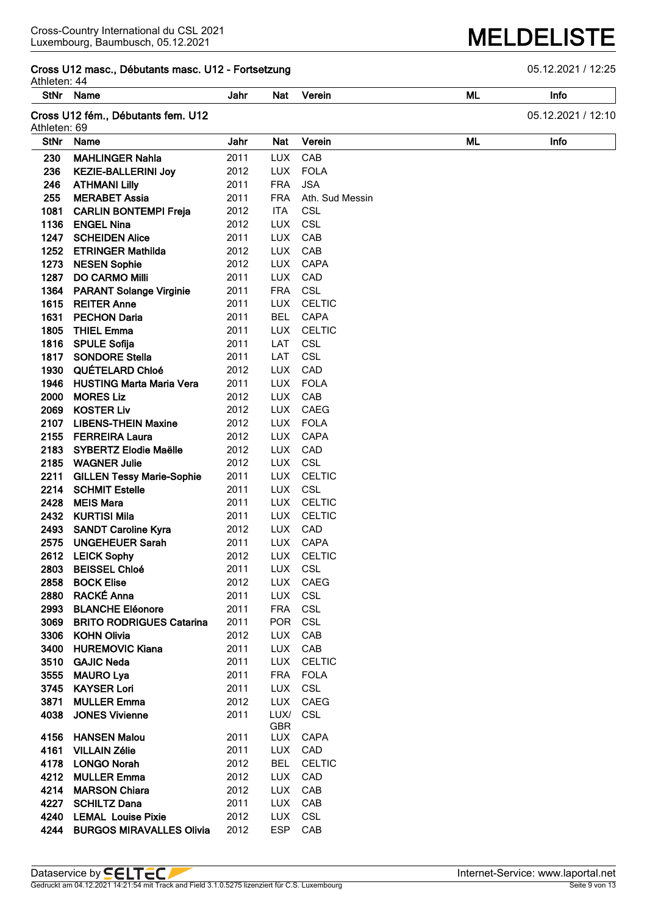## Cross U12 masc., Débutants masc. U12 - Fortsetzung

05.12.2021 / 12:25

Athleten: 44

| StNr | Name | Jahr | Nat | Verein | ML | Info |
|---|---|---|---|---|---|---|

## Cross U12 fém., Débutants fem. U12

05.12.2021 / 12:10

Athleten: 69

| StNr | Name | Jahr | Nat | Verein | ML | Info |
|---|---|---|---|---|---|---|
| 230 | **MAHLINGER Nahla** | 2011 | LUX | CAB | | |
| 236 | **KEZIE-BALLERINI Joy** | 2012 | LUX | FOLA | | |
| 246 | **ATHMANI Lilly** | 2011 | FRA | JSA | | |
| 255 | **MERABET Assia** | 2011 | FRA | Ath. Sud Messin | | |
| 1081 | **CARLIN BONTEMPI Freja** | 2012 | ITA | CSL | | |
| 1136 | **ENGEL Nina** | 2012 | LUX | CSL | | |
| 1247 | **SCHEIDEN Alice** | 2011 | LUX | CAB | | |
| 1252 | **ETRINGER Mathilda** | 2012 | LUX | CAB | | |
| 1273 | **NESEN Sophie** | 2012 | LUX | CAPA | | |
| 1287 | **DO CARMO Milli** | 2011 | LUX | CAD | | |
| 1364 | **PARANT Solange Virginie** | 2011 | FRA | CSL | | |
| 1615 | **REITER Anne** | 2011 | LUX | CELTIC | | |
| 1631 | **PECHON Daria** | 2011 | BEL | CAPA | | |
| 1805 | **THIEL Emma** | 2011 | LUX | CELTIC | | |
| 1816 | **SPULE Sofija** | 2011 | LAT | CSL | | |
| 1817 | **SONDORE Stella** | 2011 | LAT | CSL | | |
| 1930 | **QUÉTELARD Chloé** | 2012 | LUX | CAD | | |
| 1946 | **HUSTING Marta Maria Vera** | 2011 | LUX | FOLA | | |
| 2000 | **MORES Liz** | 2012 | LUX | CAB | | |
| 2069 | **KOSTER Liv** | 2012 | LUX | CAEG | | |
| 2107 | **LIBENS-THEIN Maxine** | 2012 | LUX | FOLA | | |
| 2155 | **FERREIRA Laura** | 2012 | LUX | CAPA | | |
| 2183 | **SYBERTZ Elodie Maëlle** | 2012 | LUX | CAD | | |
| 2185 | **WAGNER Julie** | 2012 | LUX | CSL | | |
| 2211 | **GILLEN Tessy Marie-Sophie** | 2011 | LUX | CELTIC | | |
| 2214 | **SCHMIT Estelle** | 2011 | LUX | CSL | | |
| 2428 | **MEIS Mara** | 2011 | LUX | CELTIC | | |
| 2432 | **KURTISI Mila** | 2011 | LUX | CELTIC | | |
| 2493 | **SANDT Caroline Kyra** | 2012 | LUX | CAD | | |
| 2575 | **UNGEHEUER Sarah** | 2011 | LUX | CAPA | | |
| 2612 | **LEICK Sophy** | 2012 | LUX | CELTIC | | |
| 2803 | **BEISSEL Chloé** | 2011 | LUX | CSL | | |
| 2858 | **BOCK Elise** | 2012 | LUX | CAEG | | |
| 2880 | **RACKÉ Anna** | 2011 | LUX | CSL | | |
| 2993 | **BLANCHE Eléonore** | 2011 | FRA | CSL | | |
| 3069 | **BRITO RODRIGUES Catarina** | 2011 | POR | CSL | | |
| 3306 | **KOHN Olivia** | 2012 | LUX | CAB | | |
| 3400 | **HUREMOVIC Kiana** | 2011 | LUX | CAB | | |
| 3510 | **GAJIC Neda** | 2011 | LUX | CELTIC | | |
| 3555 | **MAURO Lya** | 2011 | FRA | FOLA | | |
| 3745 | **KAYSER Lori** | 2011 | LUX | CSL | | |
| 3871 | **MULLER Emma** | 2012 | LUX | CAEG | | |
| 4038 | **JONES Vivienne** | 2011 | LUX/ GBR | CSL | | |
| 4156 | **HANSEN Malou** | 2011 | LUX | CAPA | | |
| 4161 | **VILLAIN Zélie** | 2011 | LUX | CAD | | |
| 4178 | **LONGO Norah** | 2012 | BEL | CELTIC | | |
| 4212 | **MULLER Emma** | 2012 | LUX | CAD | | |
| 4214 | **MARSON Chiara** | 2012 | LUX | CAB | | |
| 4227 | **SCHILTZ Dana** | 2011 | LUX | CAB | | |
| 4240 | **LEMAL Louise Pixie** | 2012 | LUX | CSL | | |
| 4244 | **BURGOS MIRAVALLES Olivia** | 2012 | ESP | CAB | | |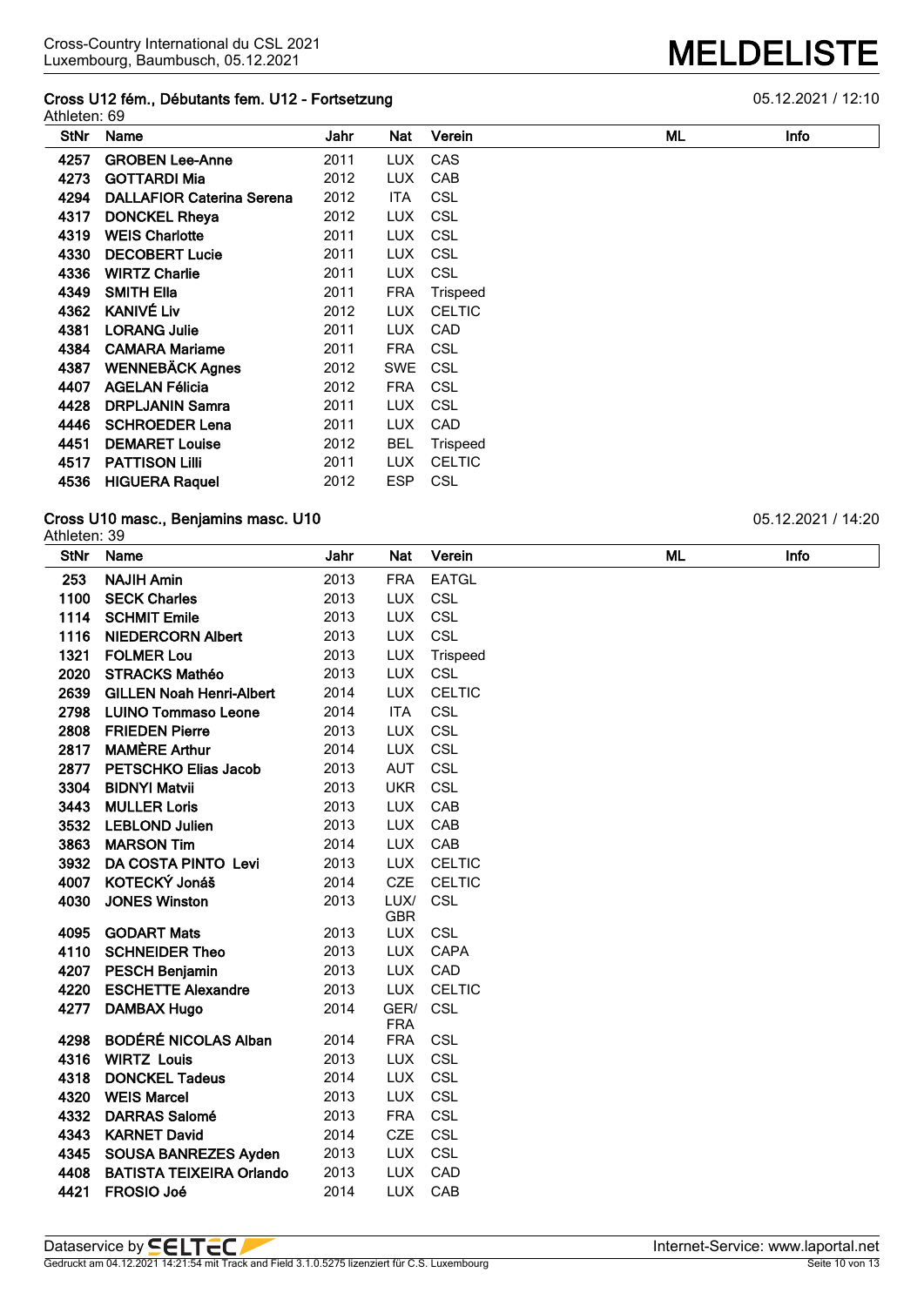# MELDELISTE

Cross-Country International du CSL 2021
Luxembourg, Baumbusch, 05.12.2021

## Cross U12 fém., Débutants fem. U12 - Fortsetzung

05.12.2021 / 12:10

Athleten: 69

| StNr | Name | Jahr | Nat | Verein | ML | Info |
|---|---|---|---|---|---|---|
| 4257 | **GROBEN Lee-Anne** | 2011 | LUX | CAS | | |
| 4273 | **GOTTARDI Mia** | 2012 | LUX | CAB | | |
| 4294 | **DALLAFIOR Caterina Serena** | 2012 | ITA | CSL | | |
| 4317 | **DONCKEL Rheya** | 2012 | LUX | CSL | | |
| 4319 | **WEIS Charlotte** | 2011 | LUX | CSL | | |
| 4330 | **DECOBERT Lucie** | 2011 | LUX | CSL | | |
| 4336 | **WIRTZ Charlie** | 2011 | LUX | CSL | | |
| 4349 | **SMITH Ella** | 2011 | FRA | Trispeed | | |
| 4362 | **KANIVÉ Liv** | 2012 | LUX | CELTIC | | |
| 4381 | **LORANG Julie** | 2011 | LUX | CAD | | |
| 4384 | **CAMARA Mariame** | 2011 | FRA | CSL | | |
| 4387 | **WENNEBÄCK Agnes** | 2012 | SWE | CSL | | |
| 4407 | **AGELAN Félicia** | 2012 | FRA | CSL | | |
| 4428 | **DRPLJANIN Samra** | 2011 | LUX | CSL | | |
| 4446 | **SCHROEDER Lena** | 2011 | LUX | CAD | | |
| 4451 | **DEMARET Louise** | 2012 | BEL | Trispeed | | |
| 4517 | **PATTISON Lilli** | 2011 | LUX | CELTIC | | |
| 4536 | **HIGUERA Raquel** | 2012 | ESP | CSL | | |

## Cross U10 masc., Benjamins masc. U10

05.12.2021 / 14:20

Athleten: 39

| StNr | Name | Jahr | Nat | Verein | ML | Info |
|---|---|---|---|---|---|---|
| 253 | **NAJIH Amin** | 2013 | FRA | EATGL | | |
| 1100 | **SECK Charles** | 2013 | LUX | CSL | | |
| 1114 | **SCHMIT Emile** | 2013 | LUX | CSL | | |
| 1116 | **NIEDERCORN Albert** | 2013 | LUX | CSL | | |
| 1321 | **FOLMER Lou** | 2013 | LUX | Trispeed | | |
| 2020 | **STRACKS Mathéo** | 2013 | LUX | CSL | | |
| 2639 | **GILLEN Noah Henri-Albert** | 2014 | LUX | CELTIC | | |
| 2798 | **LUINO Tommaso Leone** | 2014 | ITA | CSL | | |
| 2808 | **FRIEDEN Pierre** | 2013 | LUX | CSL | | |
| 2817 | **MAMÈRE Arthur** | 2014 | LUX | CSL | | |
| 2877 | **PETSCHKO Elias Jacob** | 2013 | AUT | CSL | | |
| 3304 | **BIDNYI Matvii** | 2013 | UKR | CSL | | |
| 3443 | **MULLER Loris** | 2013 | LUX | CAB | | |
| 3532 | **LEBLOND Julien** | 2013 | LUX | CAB | | |
| 3863 | **MARSON Tim** | 2014 | LUX | CAB | | |
| 3932 | **DA COSTA PINTO Levi** | 2013 | LUX | CELTIC | | |
| 4007 | **KOTECKÝ Jonáš** | 2014 | CZE | CELTIC | | |
| 4030 | **JONES Winston** | 2013 | LUX/GBR | CSL | | |
| 4095 | **GODART Mats** | 2013 | LUX | CSL | | |
| 4110 | **SCHNEIDER Theo** | 2013 | LUX | CAPA | | |
| 4207 | **PESCH Benjamin** | 2013 | LUX | CAD | | |
| 4220 | **ESCHETTE Alexandre** | 2013 | LUX | CELTIC | | |
| 4277 | **DAMBAX Hugo** | 2014 | GER/FRA | CSL | | |
| 4298 | **BODÉRÉ NICOLAS Alban** | 2014 | FRA | CSL | | |
| 4316 | **WIRTZ Louis** | 2013 | LUX | CSL | | |
| 4318 | **DONCKEL Tadeus** | 2014 | LUX | CSL | | |
| 4320 | **WEIS Marcel** | 2013 | LUX | CSL | | |
| 4332 | **DARRAS Salomé** | 2013 | FRA | CSL | | |
| 4343 | **KARNET David** | 2014 | CZE | CSL | | |
| 4345 | **SOUSA BANREZES Ayden** | 2013 | LUX | CSL | | |
| 4408 | **BATISTA TEIXEIRA Orlando** | 2013 | LUX | CAD | | |
| 4421 | **FROSIO Joé** | 2014 | LUX | CAB | | |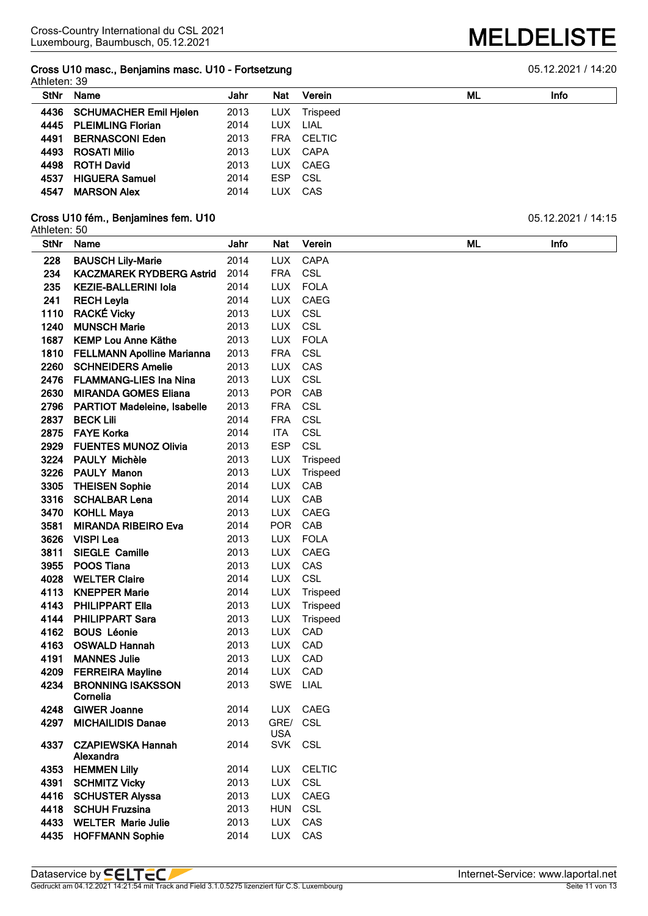### Cross U10 masc., Benjamins masc. U10 - Fortsetzung

05.12.2021 / 14:20

Athleten: 39

| StNr | Name | Jahr | Nat | Verein | ML | Info |
|---|---|---|---|---|---|---|
| 4436 | **SCHUMACHER Emil Hjelen** | 2013 | LUX | Trispeed | | |
| 4445 | **PLEIMLING Florian** | 2014 | LUX | LIAL | | |
| 4491 | **BERNASCONI Eden** | 2013 | FRA | CELTIC | | |
| 4493 | **ROSATI Milio** | 2013 | LUX | CAPA | | |
| 4498 | **ROTH David** | 2013 | LUX | CAEG | | |
| 4537 | **HIGUERA Samuel** | 2014 | ESP | CSL | | |
| 4547 | **MARSON Alex** | 2014 | LUX | CAS | | |

### Cross U10 fém., Benjamines fem. U10

05.12.2021 / 14:15

Athleten: 50

| StNr | Name | Jahr | Nat | Verein | ML | Info |
|---|---|---|---|---|---|---|
| 228 | **BAUSCH Lily-Marie** | 2014 | LUX | CAPA | | |
| 234 | **KACZMAREK RYDBERG Astrid** | 2014 | FRA | CSL | | |
| 235 | **KEZIE-BALLERINI Iola** | 2014 | LUX | FOLA | | |
| 241 | **RECH Leyla** | 2014 | LUX | CAEG | | |
| 1110 | **RACKÉ Vicky** | 2013 | LUX | CSL | | |
| 1240 | **MUNSCH Marie** | 2013 | LUX | CSL | | |
| 1687 | **KEMP Lou Anne Käthe** | 2013 | LUX | FOLA | | |
| 1810 | **FELLMANN Apolline Marianna** | 2013 | FRA | CSL | | |
| 2260 | **SCHNEIDERS Amelie** | 2013 | LUX | CAS | | |
| 2476 | **FLAMMANG-LIES Ina Nina** | 2013 | LUX | CSL | | |
| 2630 | **MIRANDA GOMES Eliana** | 2013 | POR | CAB | | |
| 2796 | **PARTIOT Madeleine, Isabelle** | 2013 | FRA | CSL | | |
| 2837 | **BECK Lili** | 2014 | FRA | CSL | | |
| 2875 | **FAYE Korka** | 2014 | ITA | CSL | | |
| 2929 | **FUENTES MUNOZ Olivia** | 2013 | ESP | CSL | | |
| 3224 | **PAULY Michèle** | 2013 | LUX | Trispeed | | |
| 3226 | **PAULY Manon** | 2013 | LUX | Trispeed | | |
| 3305 | **THEISEN Sophie** | 2014 | LUX | CAB | | |
| 3316 | **SCHALBAR Lena** | 2014 | LUX | CAB | | |
| 3470 | **KOHLL Maya** | 2013 | LUX | CAEG | | |
| 3581 | **MIRANDA RIBEIRO Eva** | 2014 | POR | CAB | | |
| 3626 | **VISPI Lea** | 2013 | LUX | FOLA | | |
| 3811 | **SIEGLE Camille** | 2013 | LUX | CAEG | | |
| 3955 | **POOS Tiana** | 2013 | LUX | CAS | | |
| 4028 | **WELTER Claire** | 2014 | LUX | CSL | | |
| 4113 | **KNEPPER Marie** | 2014 | LUX | Trispeed | | |
| 4143 | **PHILIPPART Ella** | 2013 | LUX | Trispeed | | |
| 4144 | **PHILIPPART Sara** | 2013 | LUX | Trispeed | | |
| 4162 | **BOUS Léonie** | 2013 | LUX | CAD | | |
| 4163 | **OSWALD Hannah** | 2013 | LUX | CAD | | |
| 4191 | **MANNES Julie** | 2013 | LUX | CAD | | |
| 4209 | **FERREIRA Mayline** | 2014 | LUX | CAD | | |
| 4234 | **BRONNING ISAKSSON Cornelia** | 2013 | SWE | LIAL | | |
| 4248 | **GIWER Joanne** | 2014 | LUX | CAEG | | |
| 4297 | **MICHAILIDIS Danae** | 2013 | GRE/USA | CSL | | |
| 4337 | **CZAPIEWSKA Hannah Alexandra** | 2014 | SVK | CSL | | |
| 4353 | **HEMMEN Lilly** | 2014 | LUX | CELTIC | | |
| 4391 | **SCHMITZ Vicky** | 2013 | LUX | CSL | | |
| 4416 | **SCHUSTER Alyssa** | 2013 | LUX | CAEG | | |
| 4418 | **SCHUH Fruzsina** | 2013 | HUN | CSL | | |
| 4433 | **WELTER Marie Julie** | 2013 | LUX | CAS | | |
| 4435 | **HOFFMANN Sophie** | 2014 | LUX | CAS | | |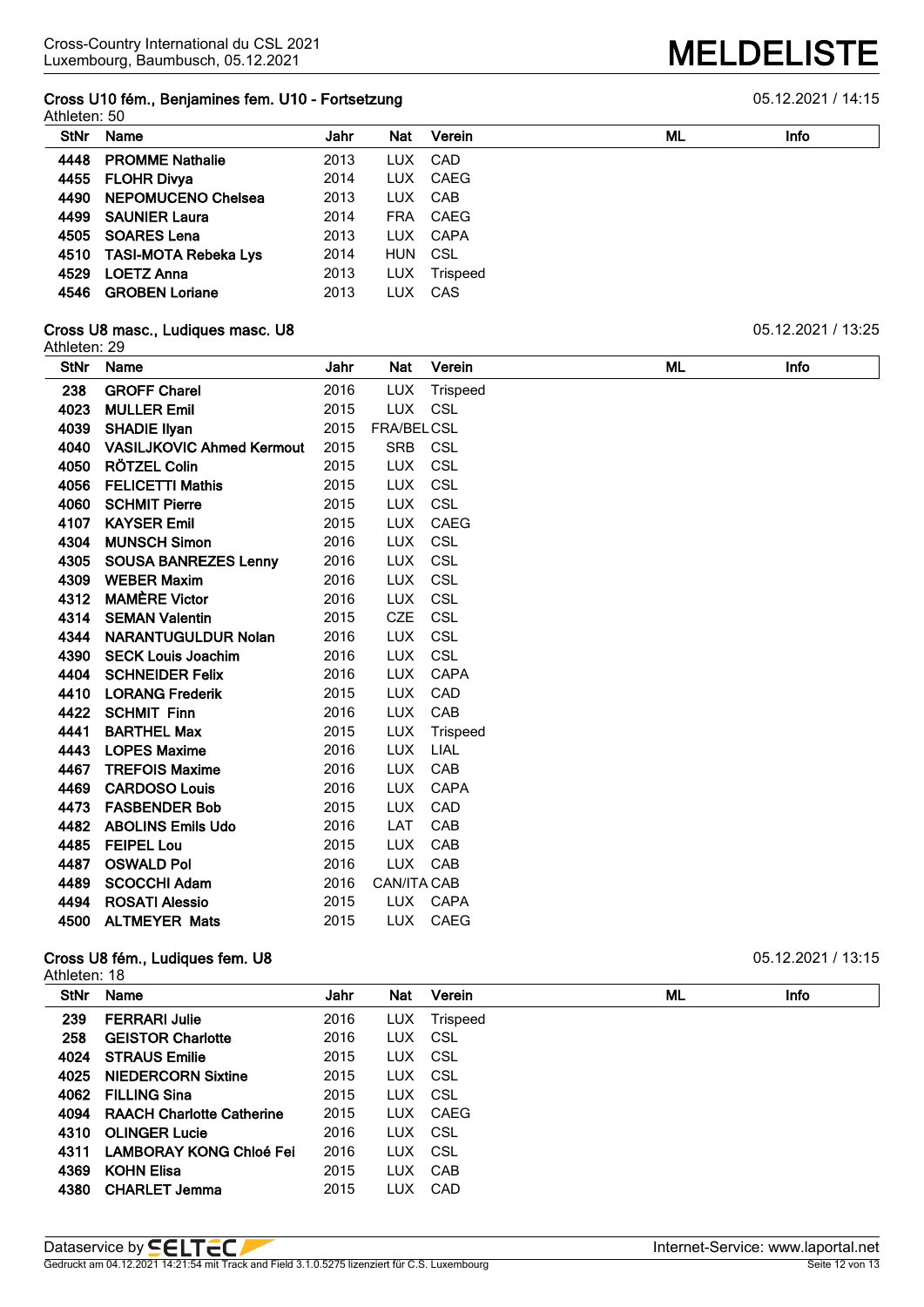## Cross U10 fém., Benjamines fem. U10 - Fortsetzung

05.12.2021 / 14:15

Athleten: 50

| StNr | Name | Jahr | Nat | Verein | ML | Info |
|---|---|---|---|---|---|---|
| 4448 | **PROMME Nathalie** | 2013 | LUX | CAD | | |
| 4455 | **FLOHR Divya** | 2014 | LUX | CAEG | | |
| 4490 | **NEPOMUCENO Chelsea** | 2013 | LUX | CAB | | |
| 4499 | **SAUNIER Laura** | 2014 | FRA | CAEG | | |
| 4505 | **SOARES Lena** | 2013 | LUX | CAPA | | |
| 4510 | **TASI-MOTA Rebeka Lys** | 2014 | HUN | CSL | | |
| 4529 | **LOETZ Anna** | 2013 | LUX | Trispeed | | |
| 4546 | **GROBEN Loriane** | 2013 | LUX | CAS | | |

## Cross U8 masc., Ludiques masc. U8

05.12.2021 / 13:25

Athleten: 29

| StNr | Name | Jahr | Nat | Verein | ML | Info |
|---|---|---|---|---|---|---|
| 238 | **GROFF Charel** | 2016 | LUX | Trispeed | | |
| 4023 | **MULLER Emil** | 2015 | LUX | CSL | | |
| 4039 | **SHADIE Ilyan** | 2015 | FRA/BEL | CSL | | |
| 4040 | **VASILJKOVIC Ahmed Kermout** | 2015 | SRB | CSL | | |
| 4050 | **RÖTZEL Colin** | 2015 | LUX | CSL | | |
| 4056 | **FELICETTI Mathis** | 2015 | LUX | CSL | | |
| 4060 | **SCHMIT Pierre** | 2015 | LUX | CSL | | |
| 4107 | **KAYSER Emil** | 2015 | LUX | CAEG | | |
| 4304 | **MUNSCH Simon** | 2016 | LUX | CSL | | |
| 4305 | **SOUSA BANREZES Lenny** | 2016 | LUX | CSL | | |
| 4309 | **WEBER Maxim** | 2016 | LUX | CSL | | |
| 4312 | **MAMÈRE Victor** | 2016 | LUX | CSL | | |
| 4314 | **SEMAN Valentin** | 2015 | CZE | CSL | | |
| 4344 | **NARANTUGULDUR Nolan** | 2016 | LUX | CSL | | |
| 4390 | **SECK Louis Joachim** | 2016 | LUX | CSL | | |
| 4404 | **SCHNEIDER Felix** | 2016 | LUX | CAPA | | |
| 4410 | **LORANG Frederik** | 2015 | LUX | CAD | | |
| 4422 | **SCHMIT Finn** | 2016 | LUX | CAB | | |
| 4441 | **BARTHEL Max** | 2015 | LUX | Trispeed | | |
| 4443 | **LOPES Maxime** | 2016 | LUX | LIAL | | |
| 4467 | **TREFOIS Maxime** | 2016 | LUX | CAB | | |
| 4469 | **CARDOSO Louis** | 2016 | LUX | CAPA | | |
| 4473 | **FASBENDER Bob** | 2015 | LUX | CAD | | |
| 4482 | **ABOLINS Emils Udo** | 2016 | LAT | CAB | | |
| 4485 | **FEIPEL Lou** | 2015 | LUX | CAB | | |
| 4487 | **OSWALD Pol** | 2016 | LUX | CAB | | |
| 4489 | **SCOCCHI Adam** | 2016 | CAN/ITA | CAB | | |
| 4494 | **ROSATI Alessio** | 2015 | LUX | CAPA | | |
| 4500 | **ALTMEYER Mats** | 2015 | LUX | CAEG | | |

## Cross U8 fém., Ludiques fem. U8

05.12.2021 / 13:15

Athleten: 18

| StNr | Name | Jahr | Nat | Verein | ML | Info |
|---|---|---|---|---|---|---|
| 239 | **FERRARI Julie** | 2016 | LUX | Trispeed | | |
| 258 | **GEISTOR Charlotte** | 2016 | LUX | CSL | | |
| 4024 | **STRAUS Emilie** | 2015 | LUX | CSL | | |
| 4025 | **NIEDERCORN Sixtine** | 2015 | LUX | CSL | | |
| 4062 | **FILLING Sina** | 2015 | LUX | CSL | | |
| 4094 | **RAACH Charlotte Catherine** | 2015 | LUX | CAEG | | |
| 4310 | **OLINGER Lucie** | 2016 | LUX | CSL | | |
| 4311 | **LAMBORAY KONG Chloé Fei** | 2016 | LUX | CSL | | |
| 4369 | **KOHN Elisa** | 2015 | LUX | CAB | | |
| 4380 | **CHARLET Jemma** | 2015 | LUX | CAD | | |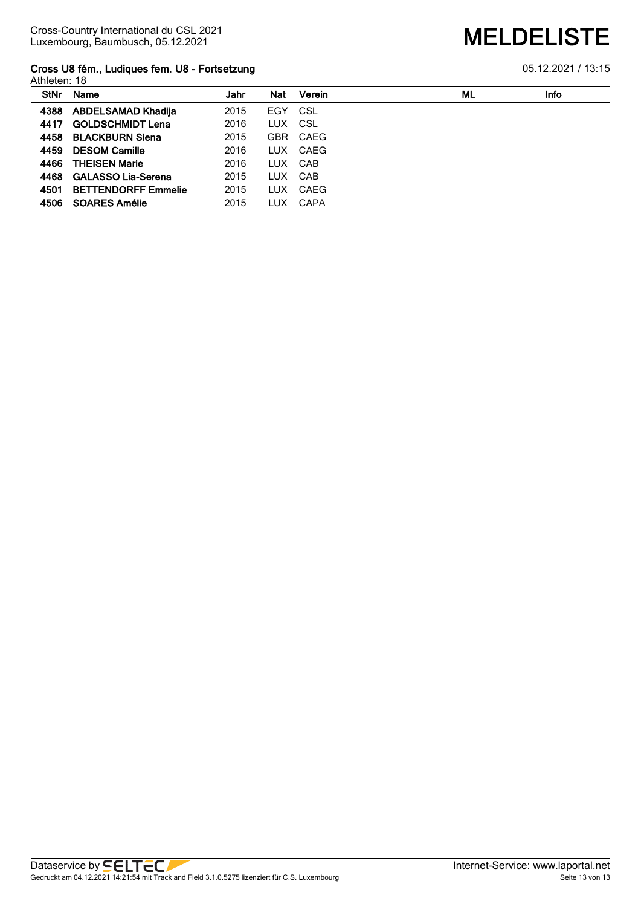# MELDELISTE

Cross-Country International du CSL 2021
Luxembourg, Baumbusch, 05.12.2021

### Cross U8 fém., Ludiques fem. U8 - Fortsetzung

05.12.2021 / 13:15

Athleten: 18

| StNr | Name | Jahr | Nat | Verein | ML | Info |
|---|---|---|---|---|---|---|
| **4388** | **ABDELSAMAD Khadija** | 2015 | EGY | CSL | | |
| **4417** | **GOLDSCHMIDT Lena** | 2016 | LUX | CSL | | |
| **4458** | **BLACKBURN Siena** | 2015 | GBR | CAEG | | |
| **4459** | **DESOM Camille** | 2016 | LUX | CAEG | | |
| **4466** | **THEISEN Marie** | 2016 | LUX | CAB | | |
| **4468** | **GALASSO Lia-Serena** | 2015 | LUX | CAB | | |
| **4501** | **BETTENDORFF Emmelie** | 2015 | LUX | CAEG | | |
| **4506** | **SOARES Amélie** | 2015 | LUX | CAPA | | |